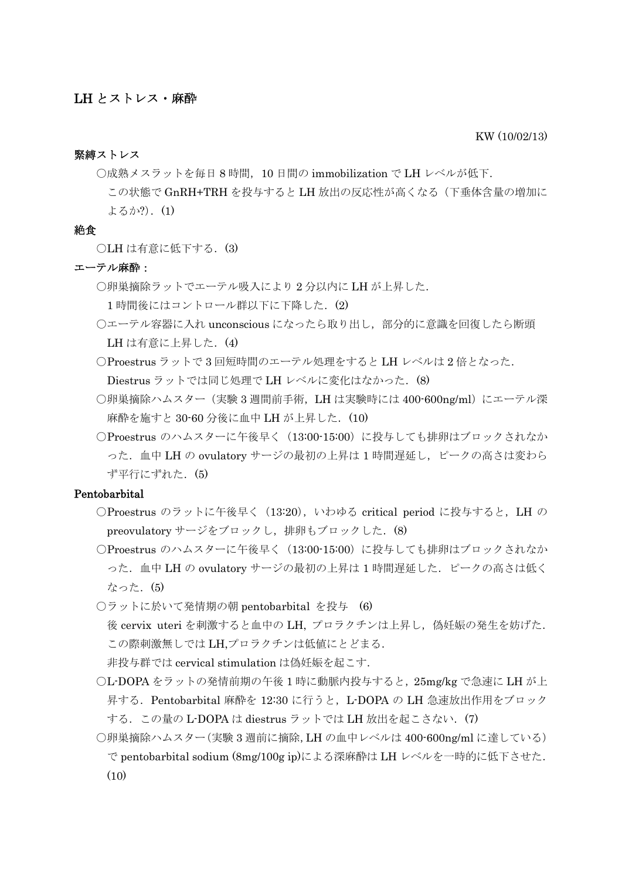# LH とストレス・麻酔

KW (10/02/13)

**緊縛ストレス**

○成熟メスラットを毎日 8 時間，10 日間の immobilization で LH レベルが低下.
この状態で GnRH+TRH を投与すると LH 放出の反応性が高くなる（下垂体含量の増加によるか?）.（1）

**絶食**

○LH は有意に低下する.（3）

**エーテル麻酔：**

○卵巣摘除ラットでエーテル吸入により 2 分以内に LH が上昇した.
1 時間後にはコントロール群以下に下降した.（2）

○エーテル容器に入れ unconscious になったら取り出し，部分的に意識を回復したら断頭 LH は有意に上昇した.（4）

○Proestrus ラットで 3 回短時間のエーテル処理をすると LH レベルは 2 倍となった.
Diestrus ラットでは同じ処理で LH レベルに変化はなかった.（8）

○卵巣摘除ハムスター（実験 3 週間前手術，LH は実験時には 400-600ng/ml）にエーテル深麻酔を施すと 30-60 分後に血中 LH が上昇した.（10）

○Proestrus のハムスターに午後早く（13:00-15:00）に投与しても排卵はブロックされなかった．血中 LH の ovulatory サージの最初の上昇は 1 時間遅延し，ピークの高さは変わらず平行にずれた.（5）

**Pentobarbital**

○Proestrus のラットに午後早く（13:20），いわゆる critical period に投与すると，LH の preovulatory サージをブロックし，排卵もブロックした.（8）

○Proestrus のハムスターに午後早く（13:00-15:00）に投与しても排卵はブロックされなかった．血中 LH の ovulatory サージの最初の上昇は 1 時間遅延した．ピークの高さは低くなった.（5）

○ラットに於いて発情期の朝 pentobarbital を投与 (6)
後 cervix uteri を刺激すると血中の LH, プロラクチンは上昇し，偽妊娠の発生を妨げた.
この際刺激無しでは LH,プロラクチンは低値にとどまる.
非投与群では cervical stimulation は偽妊娠を起こす.

○L-DOPA をラットの発情前期の午後 1 時に動脈内投与すると，25mg/kg で急速に LH が上昇する．Pentobarbital 麻酔を 12:30 に行うと，L-DOPA の LH 急速放出作用をブロックする．この量の L-DOPA は diestrus ラットでは LH 放出を起こさない.（7）

○卵巣摘除ハムスター（実験 3 週前に摘除, LH の血中レベルは 400-600ng/ml に達している）で pentobarbital sodium (8mg/100g ip)による深麻酔は LH レベルを一時的に低下させた.（10）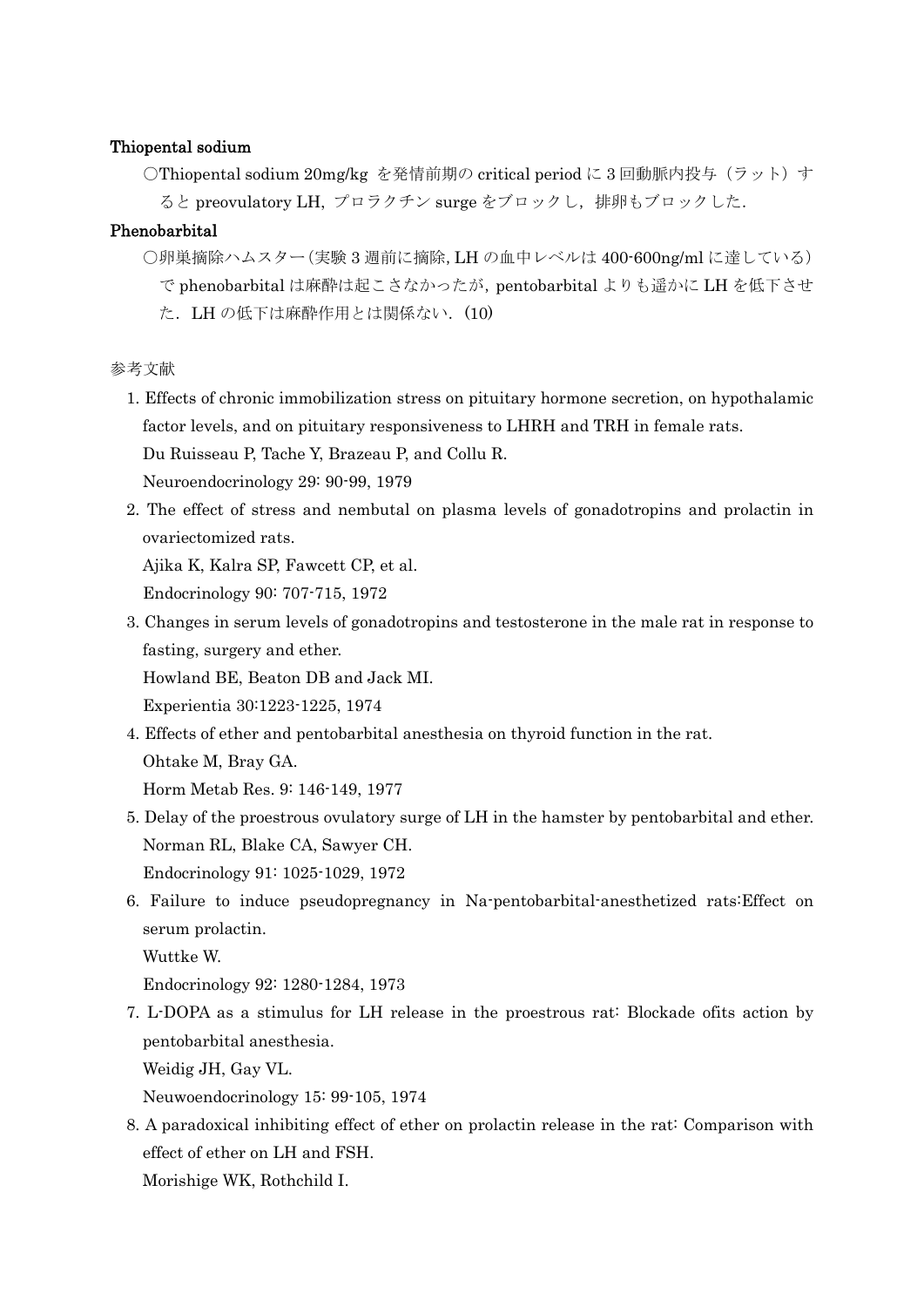**Thiopental sodium**

○Thiopental sodium 20mg/kg を発情前期の critical period に 3 回動脈内投与（ラット）すると preovulatory LH, プロラクチン surge をブロックし，排卵もブロックした．

**Phenobarbital**

○卵巣摘除ハムスター（実験 3 週前に摘除, LH の血中レベルは 400-600ng/ml に達している）で phenobarbital は麻酔は起こさなかったが，pentobarbital よりも遥かに LH を低下させた．LH の低下は麻酔作用とは関係ない．(10)

参考文献

1. Effects of chronic immobilization stress on pituitary hormone secretion, on hypothalamic factor levels, and on pituitary responsiveness to LHRH and TRH in female rats.
   Du Ruisseau P, Tache Y, Brazeau P, and Collu R.
   Neuroendocrinology 29: 90-99, 1979
2. The effect of stress and nembutal on plasma levels of gonadotropins and prolactin in ovariectomized rats.
   Ajika K, Kalra SP, Fawcett CP, et al.
   Endocrinology 90: 707-715, 1972
3. Changes in serum levels of gonadotropins and testosterone in the male rat in response to fasting, surgery and ether.
   Howland BE, Beaton DB and Jack MI.
   Experientia 30:1223-1225, 1974
4. Effects of ether and pentobarbital anesthesia on thyroid function in the rat.
   Ohtake M, Bray GA.
   Horm Metab Res. 9: 146-149, 1977
5. Delay of the proestrous ovulatory surge of LH in the hamster by pentobarbital and ether.
   Norman RL, Blake CA, Sawyer CH.
   Endocrinology 91: 1025-1029, 1972
6. Failure to induce pseudopregnancy in Na-pentobarbital-anesthetized rats:Effect on serum prolactin.
   Wuttke W.
   Endocrinology 92: 1280-1284, 1973
7. L-DOPA as a stimulus for LH release in the proestrous rat: Blockade ofits action by pentobarbital anesthesia.
   Weidig JH, Gay VL.
   Neuwoendocrinology 15: 99-105, 1974
8. A paradoxical inhibiting effect of ether on prolactin release in the rat: Comparison with effect of ether on LH and FSH.
   Morishige WK, Rothchild I.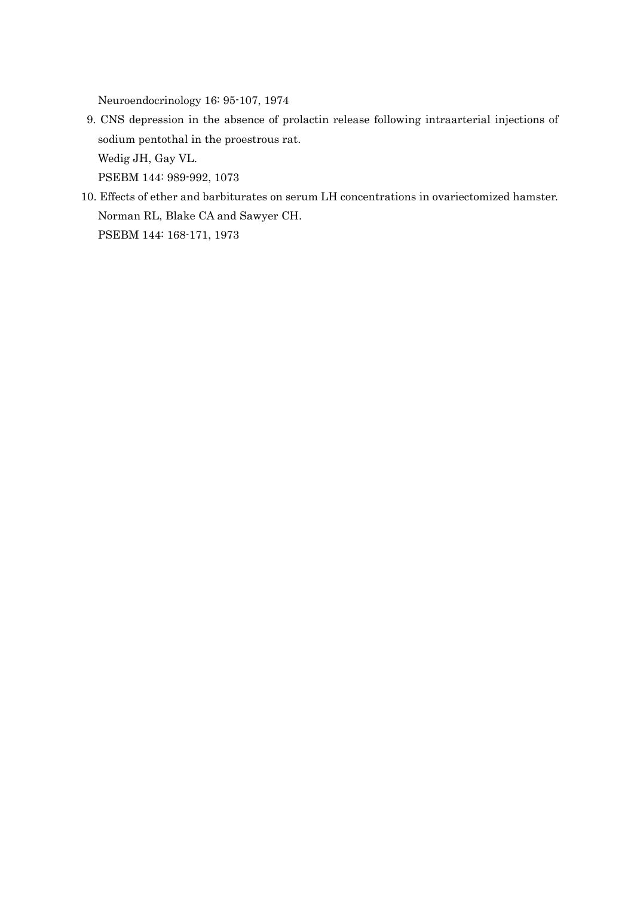Neuroendocrinology 16: 95-107, 1974

9. CNS depression in the absence of prolactin release following intraarterial injections of sodium pentothal in the proestrous rat.
   Wedig JH, Gay VL.
   PSEBM 144: 989-992, 1073

10. Effects of ether and barbiturates on serum LH concentrations in ovariectomized hamster.
    Norman RL, Blake CA and Sawyer CH.
    PSEBM 144: 168-171, 1973